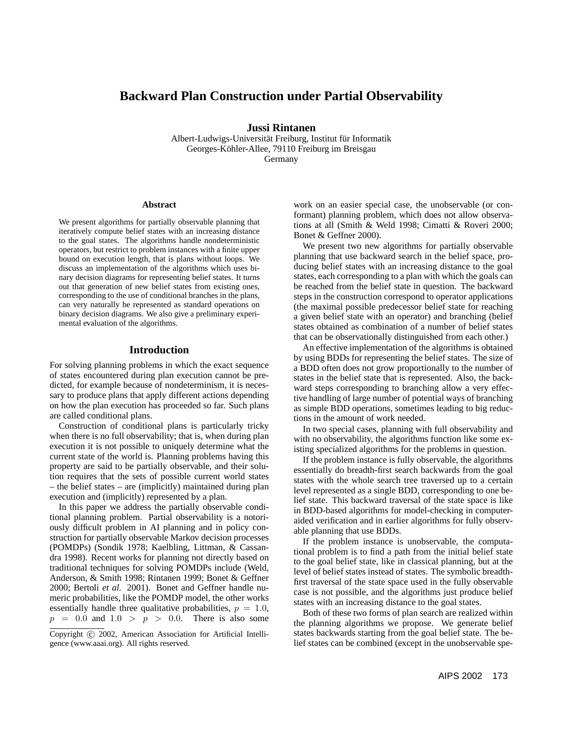# Backward Plan Construction under Partial Observability

**Jussi Rintanen**

Albert-Ludwigs-Universität Freiburg, Institut für Informatik
Georges-Köhler-Allee, 79110 Freiburg im Breisgau
Germany

### Abstract

We present algorithms for partially observable planning that iteratively compute belief states with an increasing distance to the goal states. The algorithms handle nondeterministic operators, but restrict to problem instances with a finite upper bound on execution length, that is plans without loops. We discuss an implementation of the algorithms which uses binary decision diagrams for representing belief states. It turns out that generation of new belief states from existing ones, corresponding to the use of conditional branches in the plans, can very naturally be represented as standard operations on binary decision diagrams. We also give a preliminary experimental evaluation of the algorithms.

## Introduction

For solving planning problems in which the exact sequence of states encountered during plan execution cannot be predicted, for example because of nondeterminism, it is necessary to produce plans that apply different actions depending on how the plan execution has proceeded so far. Such plans are called conditional plans.

Construction of conditional plans is particularly tricky when there is no full observability; that is, when during plan execution it is not possible to uniquely determine what the current state of the world is. Planning problems having this property are said to be partially observable, and their solution requires that the sets of possible current world states – the belief states – are (implicitly) maintained during plan execution and (implicitly) represented by a plan.

In this paper we address the partially observable conditional planning problem. Partial observability is a notoriously difficult problem in AI planning and in policy construction for partially observable Markov decision processes (POMDPs) (Sondik 1978; Kaelbling, Littman, & Cassandra 1998). Recent works for planning not directly based on traditional techniques for solving POMDPs include (Weld, Anderson, & Smith 1998; Rintanen 1999; Bonet & Geffner 2000; Bertoli *et al.* 2001). Bonet and Geffner handle numeric probabilities, like the POMDP model, the other works essentially handle three qualitative probabilities, $p = 1.0$, $p = 0.0$ and $1.0 > p > 0.0$. There is also some work on an easier special case, the unobservable (or conformant) planning problem, which does not allow observations at all (Smith & Weld 1998; Cimatti & Roveri 2000; Bonet & Geffner 2000).

We present two new algorithms for partially observable planning that use backward search in the belief space, producing belief states with an increasing distance to the goal states, each corresponding to a plan with which the goals can be reached from the belief state in question. The backward steps in the construction correspond to operator applications (the maximal possible predecessor belief state for reaching a given belief state with an operator) and branching (belief states obtained as combination of a number of belief states that can be observationally distinguished from each other.)

An effective implementation of the algorithms is obtained by using BDDs for representing the belief states. The size of a BDD often does not grow proportionally to the number of states in the belief state that is represented. Also, the backward steps corresponding to branching allow a very effective handling of large number of potential ways of branching as simple BDD operations, sometimes leading to big reductions in the amount of work needed.

In two special cases, planning with full observability and with no observability, the algorithms function like some existing specialized algorithms for the problems in question.

If the problem instance is fully observable, the algorithms essentially do breadth-first search backwards from the goal states with the whole search tree traversed up to a certain level represented as a single BDD, corresponding to one belief state. This backward traversal of the state space is like in BDD-based algorithms for model-checking in computer-aided verification and in earlier algorithms for fully observable planning that use BDDs.

If the problem instance is unobservable, the computational problem is to find a path from the initial belief state to the goal belief state, like in classical planning, but at the level of belief states instead of states. The symbolic breadth-first traversal of the state space used in the fully observable case is not possible, and the algorithms just produce belief states with an increasing distance to the goal states.

Both of these two forms of plan search are realized within the planning algorithms we propose. We generate belief states backwards starting from the goal belief state. The belief states can be combined (except in the unobservable spe-

Copyright © 2002, American Association for Artificial Intelligence (www.aaai.org). All rights reserved.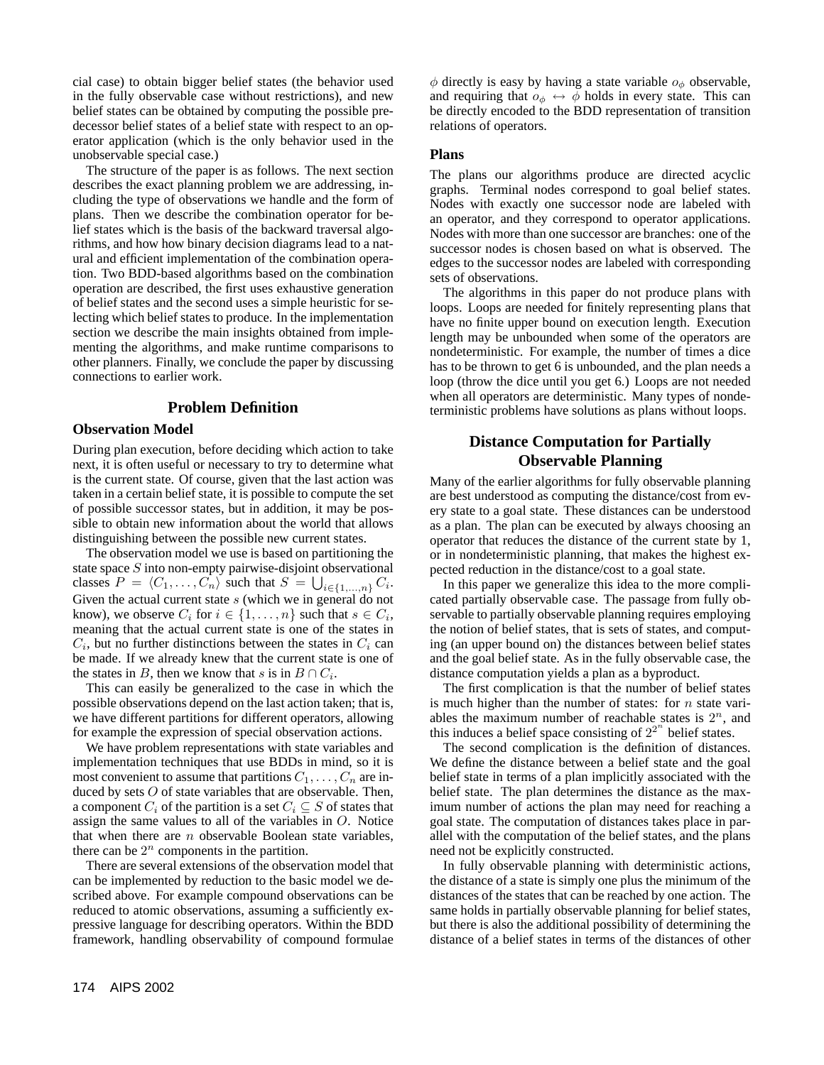cial case) to obtain bigger belief states (the behavior used in the fully observable case without restrictions), and new belief states can be obtained by computing the possible predecessor belief states of a belief state with respect to an operator application (which is the only behavior used in the unobservable special case.)

The structure of the paper is as follows. The next section describes the exact planning problem we are addressing, including the type of observations we handle and the form of plans. Then we describe the combination operator for belief states which is the basis of the backward traversal algorithms, and how how binary decision diagrams lead to a natural and efficient implementation of the combination operation. Two BDD-based algorithms based on the combination operation are described, the first uses exhaustive generation of belief states and the second uses a simple heuristic for selecting which belief states to produce. In the implementation section we describe the main insights obtained from implementing the algorithms, and make runtime comparisons to other planners. Finally, we conclude the paper by discussing connections to earlier work.

## Problem Definition

### Observation Model

During plan execution, before deciding which action to take next, it is often useful or necessary to try to determine what is the current state. Of course, given that the last action was taken in a certain belief state, it is possible to compute the set of possible successor states, but in addition, it may be possible to obtain new information about the world that allows distinguishing between the possible new current states.

The observation model we use is based on partitioning the state space $S$ into non-empty pairwise-disjoint observational classes $P = \langle C_1, \ldots, C_n \rangle$ such that $S = \bigcup_{i \in \{1,\ldots,n\}} C_i$. Given the actual current state $s$ (which we in general do not know), we observe $C_i$ for $i \in \{1, \ldots, n\}$ such that $s \in C_i$, meaning that the actual current state is one of the states in $C_i$, but no further distinctions between the states in $C_i$ can be made. If we already knew that the current state is one of the states in $B$, then we know that $s$ is in $B \cap C_i$.

This can easily be generalized to the case in which the possible observations depend on the last action taken; that is, we have different partitions for different operators, allowing for example the expression of special observation actions.

We have problem representations with state variables and implementation techniques that use BDDs in mind, so it is most convenient to assume that partitions $C_1, \ldots, C_n$ are induced by sets $O$ of state variables that are observable. Then, a component $C_i$ of the partition is a set $C_i \subseteq S$ of states that assign the same values to all of the variables in $O$. Notice that when there are $n$ observable Boolean state variables, there can be $2^n$ components in the partition.

There are several extensions of the observation model that can be implemented by reduction to the basic model we described above. For example compound observations can be reduced to atomic observations, assuming a sufficiently expressive language for describing operators. Within the BDD framework, handling observability of compound formulae $\phi$ directly is easy by having a state variable $o_\phi$ observable, and requiring that $o_\phi \leftrightarrow \phi$ holds in every state. This can be directly encoded to the BDD representation of transition relations of operators.

### Plans

The plans our algorithms produce are directed acyclic graphs. Terminal nodes correspond to goal belief states. Nodes with exactly one successor node are labeled with an operator, and they correspond to operator applications. Nodes with more than one successor are branches: one of the successor nodes is chosen based on what is observed. The edges to the successor nodes are labeled with corresponding sets of observations.

The algorithms in this paper do not produce plans with loops. Loops are needed for finitely representing plans that have no finite upper bound on execution length. Execution length may be unbounded when some of the operators are nondeterministic. For example, the number of times a dice has to be thrown to get 6 is unbounded, and the plan needs a loop (throw the dice until you get 6.) Loops are not needed when all operators are deterministic. Many types of nondeterministic problems have solutions as plans without loops.

## Distance Computation for Partially Observable Planning

Many of the earlier algorithms for fully observable planning are best understood as computing the distance/cost from every state to a goal state. These distances can be understood as a plan. The plan can be executed by always choosing an operator that reduces the distance of the current state by 1, or in nondeterministic planning, that makes the highest expected reduction in the distance/cost to a goal state.

In this paper we generalize this idea to the more complicated partially observable case. The passage from fully observable to partially observable planning requires employing the notion of belief states, that is sets of states, and computing (an upper bound on) the distances between belief states and the goal belief state. As in the fully observable case, the distance computation yields a plan as a byproduct.

The first complication is that the number of belief states is much higher than the number of states: for $n$ state variables the maximum number of reachable states is $2^n$, and this induces a belief space consisting of $2^{2^n}$ belief states.

The second complication is the definition of distances. We define the distance between a belief state and the goal belief state in terms of a plan implicitly associated with the belief state. The plan determines the distance as the maximum number of actions the plan may need for reaching a goal state. The computation of distances takes place in parallel with the computation of the belief states, and the plans need not be explicitly constructed.

In fully observable planning with deterministic actions, the distance of a state is simply one plus the minimum of the distances of the states that can be reached by one action. The same holds in partially observable planning for belief states, but there is also the additional possibility of determining the distance of a belief states in terms of the distances of other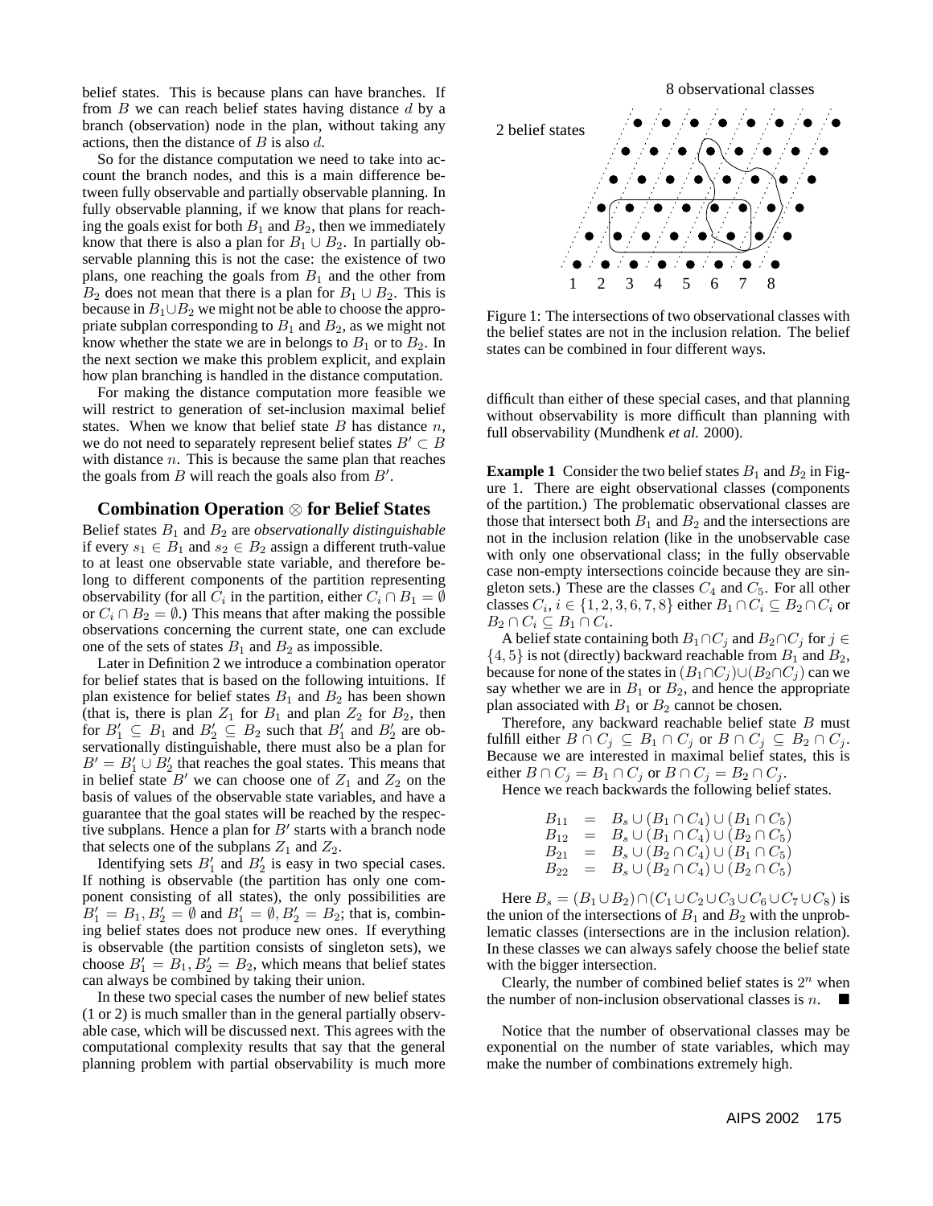belief states. This is because plans can have branches. If from $B$ we can reach belief states having distance $d$ by a branch (observation) node in the plan, without taking any actions, then the distance of $B$ is also $d$.

So for the distance computation we need to take into account the branch nodes, and this is a main difference between fully observable and partially observable planning. In fully observable planning, if we know that plans for reaching the goals exist for both $B_1$ and $B_2$, then we immediately know that there is also a plan for $B_1 \cup B_2$. In partially observable planning this is not the case: the existence of two plans, one reaching the goals from $B_1$ and the other from $B_2$ does not mean that there is a plan for $B_1 \cup B_2$. This is because in $B_1 \cup B_2$ we might not be able to choose the appropriate subplan corresponding to $B_1$ and $B_2$, as we might not know whether the state we are in belongs to $B_1$ or to $B_2$. In the next section we make this problem explicit, and explain how plan branching is handled in the distance computation.

For making the distance computation more feasible we will restrict to generation of set-inclusion maximal belief states. When we know that belief state $B$ has distance $n$, we do not need to separately represent belief states $B' \subset B$ with distance $n$. This is because the same plan that reaches the goals from $B$ will reach the goals also from $B'$.

## Combination Operation $\otimes$ for Belief States

Belief states $B_1$ and $B_2$ are *observationally distinguishable* if every $s_1 \in B_1$ and $s_2 \in B_2$ assign a different truth-value to at least one observable state variable, and therefore belong to different components of the partition representing observability (for all $C_i$ in the partition, either $C_i \cap B_1 = \emptyset$ or $C_i \cap B_2 = \emptyset$.) This means that after making the possible observations concerning the current state, one can exclude one of the sets of states $B_1$ and $B_2$ as impossible.

Later in Definition 2 we introduce a combination operator for belief states that is based on the following intuitions. If plan existence for belief states $B_1$ and $B_2$ has been shown (that is, there is plan $Z_1$ for $B_1$ and plan $Z_2$ for $B_2$, then for $B'_1 \subseteq B_1$ and $B'_2 \subseteq B_2$ such that $B'_1$ and $B'_2$ are observationally distinguishable, there must also be a plan for $B' = B'_1 \cup B'_2$ that reaches the goal states. This means that in belief state $B'$ we can choose one of $Z_1$ and $Z_2$ on the basis of values of the observable state variables, and have a guarantee that the goal states will be reached by the respective subplans. Hence a plan for $B'$ starts with a branch node that selects one of the subplans $Z_1$ and $Z_2$.

Identifying sets $B'_1$ and $B'_2$ is easy in two special cases. If nothing is observable (the partition has only one component consisting of all states), the only possibilities are $B'_1 = B_1, B'_2 = \emptyset$ and $B'_1 = \emptyset, B'_2 = B_2$; that is, combining belief states does not produce new ones. If everything is observable (the partition consists of singleton sets), we choose $B'_1 = B_1, B'_2 = B_2$, which means that belief states can always be combined by taking their union.

In these two special cases the number of new belief states (1 or 2) is much smaller than in the general partially observable case, which will be discussed next. This agrees with the computational complexity results that say that the general planning problem with partial observability is much more difficult than either of these special cases, and that planning without observability is more difficult than planning with full observability (Mundhenk *et al.* 2000).

Figure 1: The intersections of two observational classes with the belief states are not in the inclusion relation. The belief states can be combined in four different ways.

**Example 1** Consider the two belief states $B_1$ and $B_2$ in Figure 1. There are eight observational classes (components of the partition.) The problematic observational classes are those that intersect both $B_1$ and $B_2$ and the intersections are not in the inclusion relation (like in the unobservable case with only one observational class; in the fully observable case non-empty intersections coincide because they are singleton sets.) These are the classes $C_4$ and $C_5$. For all other classes $C_i, i \in \{1, 2, 3, 6, 7, 8\}$ either $B_1 \cap C_i \subseteq B_2 \cap C_i$ or $B_2 \cap C_i \subseteq B_1 \cap C_i$.

A belief state containing both $B_1 \cap C_j$ and $B_2 \cap C_j$ for $j \in \{4, 5\}$ is not (directly) backward reachable from $B_1$ and $B_2$, because for none of the states in $(B_1 \cap C_j) \cup (B_2 \cap C_j)$ can we say whether we are in $B_1$ or $B_2$, and hence the appropriate plan associated with $B_1$ or $B_2$ cannot be chosen.

Therefore, any backward reachable belief state $B$ must fulfill either $B \cap C_j \subseteq B_1 \cap C_j$ or $B \cap C_j \subseteq B_2 \cap C_j$. Because we are interested in maximal belief states, this is either $B \cap C_j = B_1 \cap C_j$ or $B \cap C_j = B_2 \cap C_j$.

Hence we reach backwards the following belief states.

$$
\begin{aligned}
B_{11} &= B_s \cup (B_1 \cap C_4) \cup (B_1 \cap C_5) \\
B_{12} &= B_s \cup (B_1 \cap C_4) \cup (B_2 \cap C_5) \\
B_{21} &= B_s \cup (B_2 \cap C_4) \cup (B_1 \cap C_5) \\
B_{22} &= B_s \cup (B_2 \cap C_4) \cup (B_2 \cap C_5)
\end{aligned}
$$

Here $B_s = (B_1 \cup B_2) \cap (C_1 \cup C_2 \cup C_3 \cup C_6 \cup C_7 \cup C_8)$ is the union of the intersections of $B_1$ and $B_2$ with the unproblematic classes (intersections are in the inclusion relation). In these classes we can always safely choose the belief state with the bigger intersection.

Clearly, the number of combined belief states is $2^n$ when the number of non-inclusion observational classes is $n$. ■

Notice that the number of observational classes may be exponential on the number of state variables, which may make the number of combinations extremely high.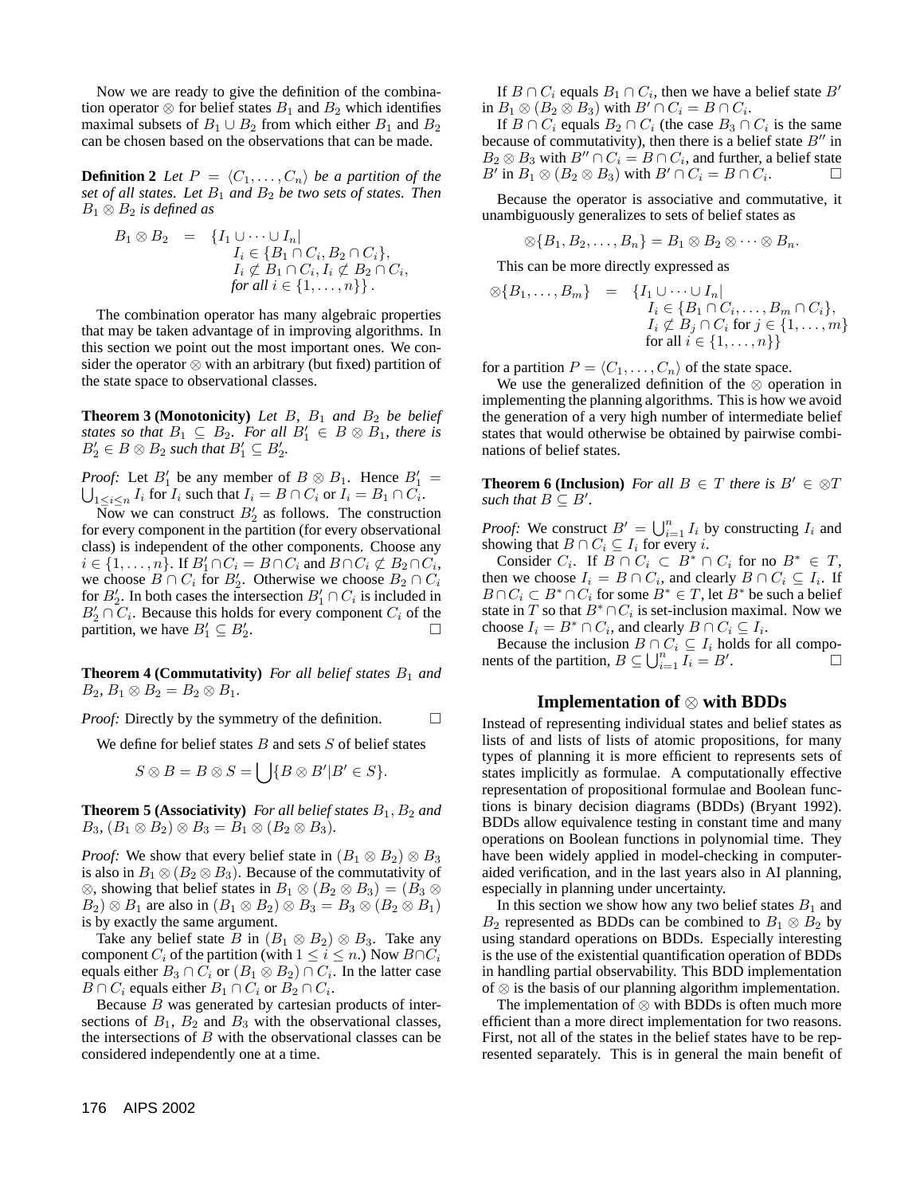Now we are ready to give the definition of the combination operator $\otimes$ for belief states $B_1$ and $B_2$ which identifies maximal subsets of $B_1 \cup B_2$ from which either $B_1$ and $B_2$ can be chosen based on the observations that can be made.

**Definition 2** *Let $P = \langle C_1, \ldots, C_n \rangle$ be a partition of the set of all states. Let $B_1$ and $B_2$ be two sets of states. Then $B_1 \otimes B_2$ is defined as*

$$
\begin{aligned}
B_1 \otimes B_2 \quad = \quad & \{ I_1 \cup \cdots \cup I_n | \\
& I_i \in \{B_1 \cap C_i, B_2 \cap C_i\}, \\
& I_i \not\subset B_1 \cap C_i, I_i \not\subset B_2 \cap C_i, \\
& \textit{for all } i \in \{1, \ldots, n\} \}.
\end{aligned}
$$

The combination operator has many algebraic properties that may be taken advantage of in improving algorithms. In this section we point out the most important ones. We consider the operator $\otimes$ with an arbitrary (but fixed) partition of the state space to observational classes.

**Theorem 3 (Monotonicity)** *Let $B$, $B_1$ and $B_2$ be belief states so that $B_1 \subseteq B_2$. For all $B_1' \in B \otimes B_1$, there is $B_2' \in B \otimes B_2$ such that $B_1' \subseteq B_2'$.*

*Proof:* Let $B_1'$ be any member of $B \otimes B_1$. Hence $B_1' = \bigcup_{1 \leq i \leq n} I_i$ for $I_i$ such that $I_i = B \cap C_i$ or $I_i = B_1 \cap C_i$.

Now we can construct $B_2'$ as follows. The construction for every component in the partition (for every observational class) is independent of the other components. Choose any $i \in \{1, \ldots, n\}$. If $B_1' \cap C_i = B \cap C_i$ and $B \cap C_i \not\subset B_2 \cap C_i$, we choose $B \cap C_i$ for $B_2'$. Otherwise we choose $B_2 \cap C_i$ for $B_2'$. In both cases the intersection $B_1' \cap C_i$ is included in $B_2' \cap C_i$. Because this holds for every component $C_i$ of the partition, we have $B_1' \subseteq B_2'$. $\square$

**Theorem 4 (Commutativity)** *For all belief states $B_1$ and $B_2$, $B_1 \otimes B_2 = B_2 \otimes B_1$.*

*Proof:* Directly by the symmetry of the definition. $\square$

We define for belief states $B$ and sets $S$ of belief states

$$S \otimes B = B \otimes S = \bigcup \{ B \otimes B' | B' \in S \}.$$

**Theorem 5 (Associativity)** *For all belief states $B_1, B_2$ and $B_3$, $(B_1 \otimes B_2) \otimes B_3 = B_1 \otimes (B_2 \otimes B_3)$.*

*Proof:* We show that every belief state in $(B_1 \otimes B_2) \otimes B_3$ is also in $B_1 \otimes (B_2 \otimes B_3)$. Because of the commutativity of $\otimes$, showing that belief states in $B_1 \otimes (B_2 \otimes B_3) = (B_3 \otimes B_2) \otimes B_1$ are also in $(B_1 \otimes B_2) \otimes B_3 = B_3 \otimes (B_2 \otimes B_1)$ is by exactly the same argument.

Take any belief state $B$ in $(B_1 \otimes B_2) \otimes B_3$. Take any component $C_i$ of the partition (with $1 \leq i \leq n$.) Now $B \cap C_i$ equals either $B_3 \cap C_i$ or $(B_1 \otimes B_2) \cap C_i$. In the latter case $B \cap C_i$ equals either $B_1 \cap C_i$ or $B_2 \cap C_i$.

Because $B$ was generated by cartesian products of intersections of $B_1$, $B_2$ and $B_3$ with the observational classes, the intersections of $B$ with the observational classes can be considered independently one at a time.

If $B \cap C_i$ equals $B_1 \cap C_i$, then we have a belief state $B'$ in $B_1 \otimes (B_2 \otimes B_3)$ with $B' \cap C_i = B \cap C_i$.

If $B \cap C_i$ equals $B_2 \cap C_i$ (the case $B_3 \cap C_i$ is the same because of commutativity), then there is a belief state $B''$ in $B_2 \otimes B_3$ with $B'' \cap C_i = B \cap C_i$, and further, a belief state $B'$ in $B_1 \otimes (B_2 \otimes B_3)$ with $B' \cap C_i = B \cap C_i$. $\square$

Because the operator is associative and commutative, it unambiguously generalizes to sets of belief states as

$$\otimes \{B_1, B_2, \ldots, B_n\} = B_1 \otimes B_2 \otimes \cdots \otimes B_n.$$

This can be more directly expressed as

$$
\begin{aligned}
\otimes \{B_1, \ldots, B_m\} \quad = \quad & \{ I_1 \cup \cdots \cup I_n | \\
& I_i \in \{B_1 \cap C_i, \ldots, B_m \cap C_i\}, \\
& I_i \not\subset B_j \cap C_i \text{ for } j \in \{1, \ldots, m\} \\
& \text{for all } i \in \{1, \ldots, n\} \}
\end{aligned}
$$

for a partition $P = \langle C_1, \ldots, C_n \rangle$ of the state space.

We use the generalized definition of the $\otimes$ operation in implementing the planning algorithms. This is how we avoid the generation of a very high number of intermediate belief states that would otherwise be obtained by pairwise combinations of belief states.

**Theorem 6 (Inclusion)** *For all $B \in T$ there is $B' \in \otimes T$ such that $B \subseteq B'$.*

*Proof:* We construct $B' = \bigcup_{i=1}^{n} I_i$ by constructing $I_i$ and showing that $B \cap C_i \subseteq I_i$ for every $i$.

Consider $C_i$. If $B \cap C_i \subset B^* \cap C_i$ for no $B^* \in T$, then we choose $I_i = B \cap C_i$, and clearly $B \cap C_i \subseteq I_i$. If $B \cap C_i \subset B^* \cap C_i$ for some $B^* \in T$, let $B^*$ be such a belief state in $T$ so that $B^* \cap C_i$ is set-inclusion maximal. Now we choose $I_i = B^* \cap C_i$, and clearly $B \cap C_i \subseteq I_i$.

Because the inclusion $B \cap C_i \subseteq I_i$ holds for all components of the partition, $B \subseteq \bigcup_{i=1}^{n} I_i = B'$. $\square$

## Implementation of $\otimes$ with BDDs

Instead of representing individual states and belief states as lists of and lists of lists of atomic propositions, for many types of planning it is more efficient to represents sets of states implicitly as formulae. A computationally effective representation of propositional formulae and Boolean functions is binary decision diagrams (BDDs) (Bryant 1992). BDDs allow equivalence testing in constant time and many operations on Boolean functions in polynomial time. They have been widely applied in model-checking in computer-aided verification, and in the last years also in AI planning, especially in planning under uncertainty.

In this section we show how any two belief states $B_1$ and $B_2$ represented as BDDs can be combined to $B_1 \otimes B_2$ by using standard operations on BDDs. Especially interesting is the use of the existential quantification operation of BDDs in handling partial observability. This BDD implementation of $\otimes$ is the basis of our planning algorithm implementation.

The implementation of $\otimes$ with BDDs is often much more efficient than a more direct implementation for two reasons. First, not all of the states in the belief states have to be represented separately. This is in general the main benefit of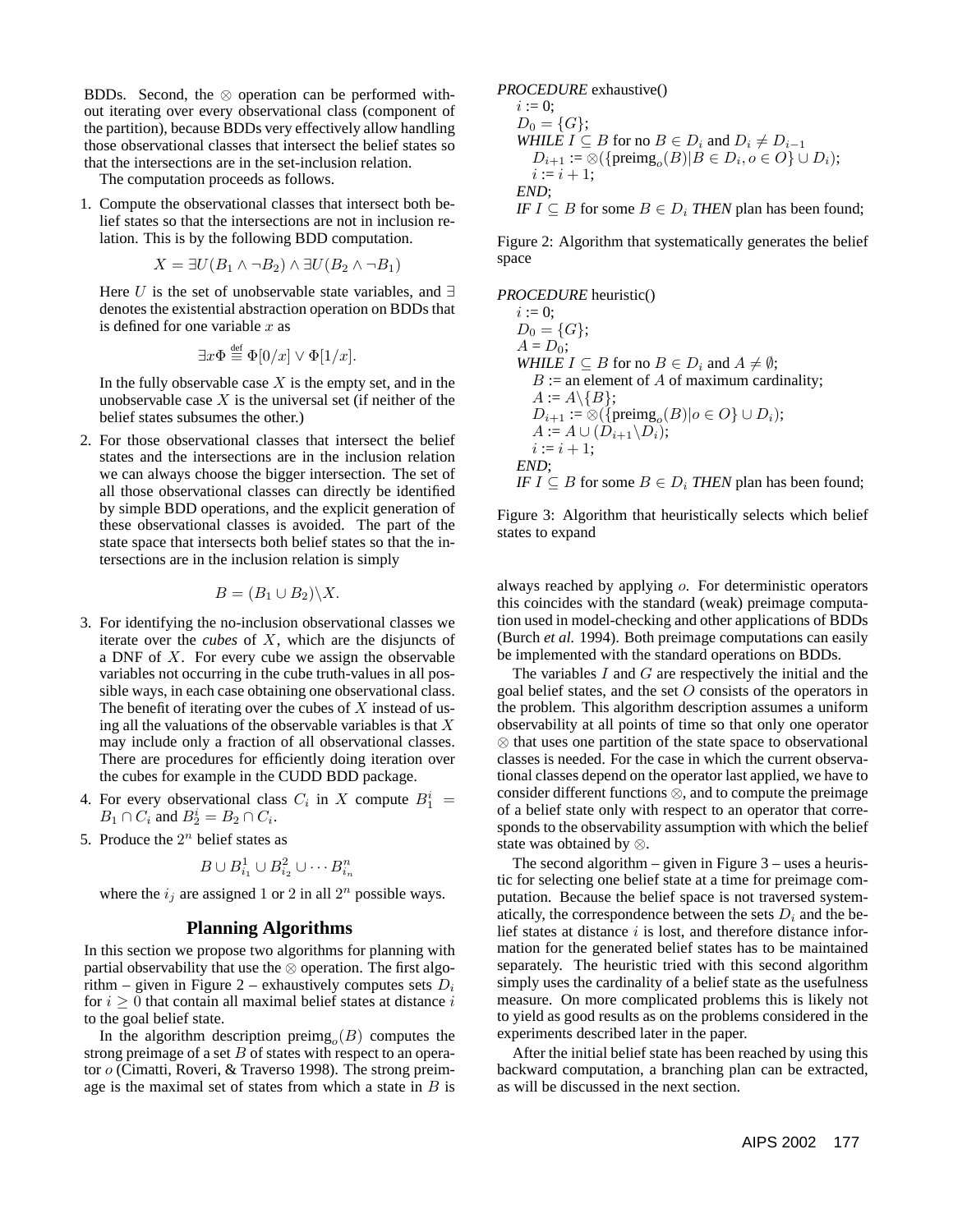BDDs. Second, the $\otimes$ operation can be performed without iterating over every observational class (component of the partition), because BDDs very effectively allow handling those observational classes that intersect the belief states so that the intersections are in the set-inclusion relation.

The computation proceeds as follows.

1. Compute the observational classes that intersect both belief states so that the intersections are not in inclusion relation. This is by the following BDD computation.

   $$X = \exists U(B_1 \wedge \neg B_2) \wedge \exists U(B_2 \wedge \neg B_1)$$

   Here $U$ is the set of unobservable state variables, and $\exists$ denotes the existential abstraction operation on BDDs that is defined for one variable $x$ as

   $$\exists x \Phi \stackrel{\text{def}}{\equiv} \Phi[0/x] \vee \Phi[1/x].$$

   In the fully observable case $X$ is the empty set, and in the unobservable case $X$ is the universal set (if neither of the belief states subsumes the other.)

2. For those observational classes that intersect the belief states and the intersections are in the inclusion relation we can always choose the bigger intersection. The set of all those observational classes can directly be identified by simple BDD operations, and the explicit generation of these observational classes is avoided. The part of the state space that intersects both belief states so that the intersections are in the inclusion relation is simply

   $$B = (B_1 \cup B_2) \backslash X.$$

3. For identifying the no-inclusion observational classes we iterate over the *cubes* of $X$, which are the disjuncts of a DNF of $X$. For every cube we assign the observable variables not occurring in the cube truth-values in all possible ways, in each case obtaining one observational class. The benefit of iterating over the cubes of $X$ instead of using all the valuations of the observable variables is that $X$ may include only a fraction of all observational classes. There are procedures for efficiently doing iteration over the cubes for example in the CUDD BDD package.

4. For every observational class $C_i$ in $X$ compute $B_1^i = B_1 \cap C_i$ and $B_2^i = B_2 \cap C_i$.

5. Produce the $2^n$ belief states as

   $$B \cup B_{i_1}^1 \cup B_{i_2}^2 \cup \cdots B_{i_n}^n$$

   where the $i_j$ are assigned 1 or 2 in all $2^n$ possible ways.

## Planning Algorithms

In this section we propose two algorithms for planning with partial observability that use the $\otimes$ operation. The first algorithm – given in Figure 2 – exhaustively computes sets $D_i$ for $i \geq 0$ that contain all maximal belief states at distance $i$ to the goal belief state.

In the algorithm description $\text{preimg}_o(B)$ computes the strong preimage of a set $B$ of states with respect to an operator $o$ (Cimatti, Roveri, & Traverso 1998). The strong preimage is the maximal set of states from which a state in $B$ is always reached by applying $o$. For deterministic operators this coincides with the standard (weak) preimage computation used in model-checking and other applications of BDDs (Burch *et al.* 1994). Both preimage computations can easily be implemented with the standard operations on BDDs.

*PROCEDURE* exhaustive()
&nbsp;&nbsp;$i := 0$;
&nbsp;&nbsp;$D_0 = \{G\}$;
&nbsp;&nbsp;*WHILE* $I \subseteq B$ for no $B \in D_i$ and $D_i \neq D_{i-1}$
&nbsp;&nbsp;&nbsp;&nbsp;$D_{i+1} := \otimes(\{\text{preimg}_o(B) | B \in D_i, o \in O\} \cup D_i)$;
&nbsp;&nbsp;&nbsp;&nbsp;$i := i + 1$;
&nbsp;&nbsp;*END*;
&nbsp;&nbsp;*IF* $I \subseteq B$ for some $B \in D_i$ *THEN* plan has been found;

Figure 2: Algorithm that systematically generates the belief space

*PROCEDURE* heuristic()
&nbsp;&nbsp;$i := 0$;
&nbsp;&nbsp;$D_0 = \{G\}$;
&nbsp;&nbsp;$A = D_0$;
&nbsp;&nbsp;*WHILE* $I \subseteq B$ for no $B \in D_i$ and $A \neq \emptyset$;
&nbsp;&nbsp;&nbsp;&nbsp;$B$ := an element of $A$ of maximum cardinality;
&nbsp;&nbsp;&nbsp;&nbsp;$A := A \backslash \{B\}$;
&nbsp;&nbsp;&nbsp;&nbsp;$D_{i+1} := \otimes(\{\text{preimg}_o(B) | o \in O\} \cup D_i)$;
&nbsp;&nbsp;&nbsp;&nbsp;$A := A \cup (D_{i+1} \backslash D_i)$;
&nbsp;&nbsp;&nbsp;&nbsp;$i := i + 1$;
&nbsp;&nbsp;*END*;
&nbsp;&nbsp;*IF* $I \subseteq B$ for some $B \in D_i$ *THEN* plan has been found;

Figure 3: Algorithm that heuristically selects which belief states to expand

The variables $I$ and $G$ are respectively the initial and the goal belief states, and the set $O$ consists of the operators in the problem. This algorithm description assumes a uniform observability at all points of time so that only one operator $\otimes$ that uses one partition of the state space to observational classes is needed. For the case in which the current observational classes depend on the operator last applied, we have to consider different functions $\otimes$, and to compute the preimage of a belief state only with respect to an operator that corresponds to the observability assumption with which the belief state was obtained by $\otimes$.

The second algorithm – given in Figure 3 – uses a heuristic for selecting one belief state at a time for preimage computation. Because the belief space is not traversed systematically, the correspondence between the sets $D_i$ and the belief states at distance $i$ is lost, and therefore distance information for the generated belief states has to be maintained separately. The heuristic tried with this second algorithm simply uses the cardinality of a belief state as the usefulness measure. On more complicated problems this is likely not to yield as good results as on the problems considered in the experiments described later in the paper.

After the initial belief state has been reached by using this backward computation, a branching plan can be extracted, as will be discussed in the next section.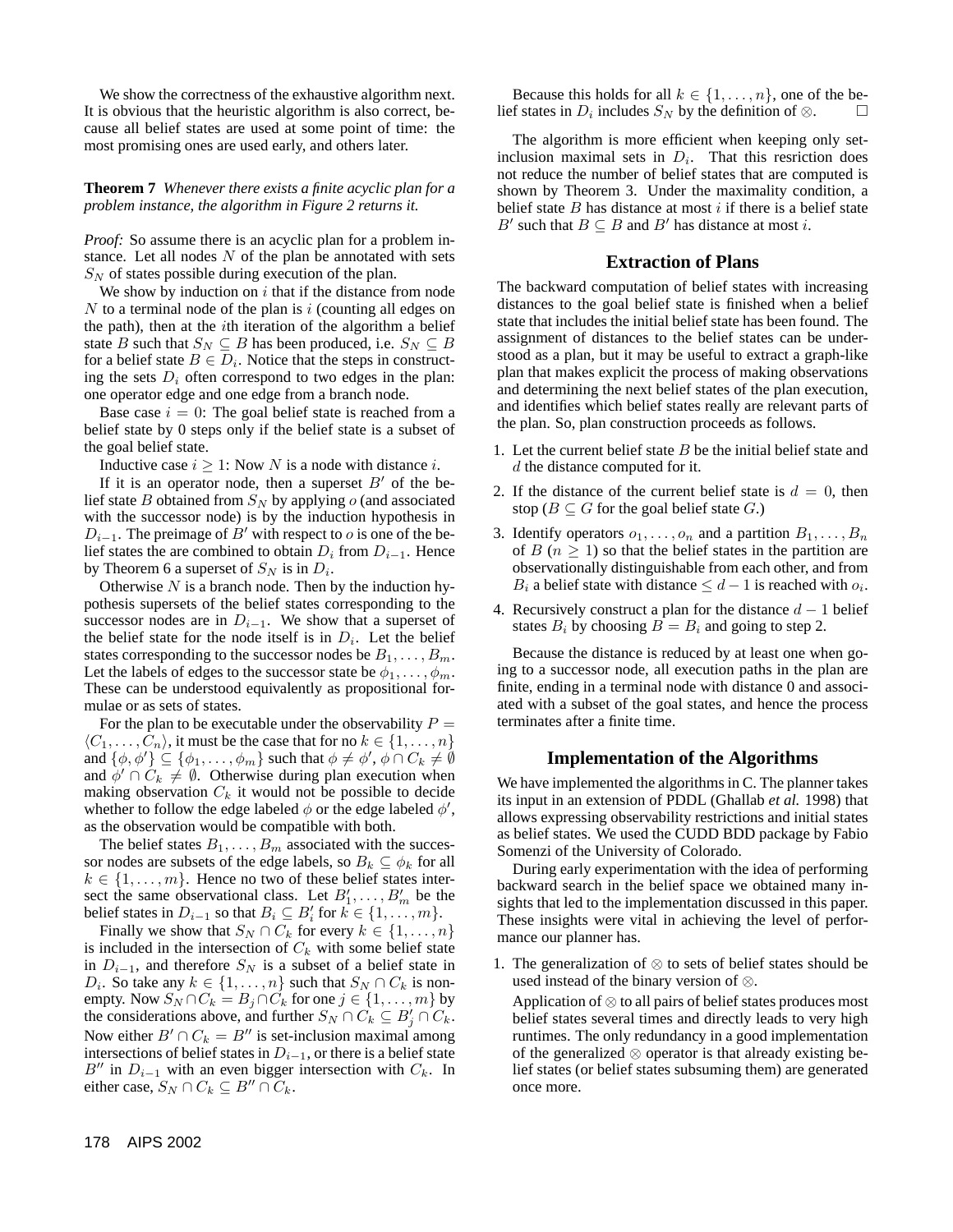We show the correctness of the exhaustive algorithm next. It is obvious that the heuristic algorithm is also correct, because all belief states are used at some point of time: the most promising ones are used early, and others later.

**Theorem 7** *Whenever there exists a finite acyclic plan for a problem instance, the algorithm in Figure 2 returns it.*

*Proof:* So assume there is an acyclic plan for a problem instance. Let all nodes $N$ of the plan be annotated with sets $S_N$ of states possible during execution of the plan.

We show by induction on $i$ that if the distance from node $N$ to a terminal node of the plan is $i$ (counting all edges on the path), then at the $i$th iteration of the algorithm a belief state $B$ such that $S_N \subseteq B$ has been produced, i.e. $S_N \subseteq B$ for a belief state $B \in D_i$. Notice that the steps in constructing the sets $D_i$ often correspond to two edges in the plan: one operator edge and one edge from a branch node.

Base case $i = 0$: The goal belief state is reached from a belief state by 0 steps only if the belief state is a subset of the goal belief state.

Inductive case $i \geq 1$: Now $N$ is a node with distance $i$.

If it is an operator node, then a superset $B'$ of the belief state $B$ obtained from $S_N$ by applying $o$ (and associated with the successor node) is by the induction hypothesis in $D_{i-1}$. The preimage of $B'$ with respect to $o$ is one of the belief states the are combined to obtain $D_i$ from $D_{i-1}$. Hence by Theorem 6 a superset of $S_N$ is in $D_i$.

Otherwise $N$ is a branch node. Then by the induction hypothesis supersets of the belief states corresponding to the successor nodes are in $D_{i-1}$. We show that a superset of the belief state for the node itself is in $D_i$. Let the belief states corresponding to the successor nodes be $B_1, \ldots, B_m$. Let the labels of edges to the successor state be $\phi_1, \ldots, \phi_m$. These can be understood equivalently as propositional formulae or as sets of states.

For the plan to be executable under the observability $P = \langle C_1, \ldots, C_n \rangle$, it must be the case that for no $k \in \{1, \ldots, n\}$ and $\{\phi, \phi'\} \subseteq \{\phi_1, \ldots, \phi_m\}$ such that $\phi \neq \phi'$, $\phi \cap C_k \neq \emptyset$ and $\phi' \cap C_k \neq \emptyset$. Otherwise during plan execution when making observation $C_k$ it would not be possible to decide whether to follow the edge labeled $\phi$ or the edge labeled $\phi'$, as the observation would be compatible with both.

The belief states $B_1, \ldots, B_m$ associated with the successor nodes are subsets of the edge labels, so $B_k \subseteq \phi_k$ for all $k \in \{1, \ldots, m\}$. Hence no two of these belief states intersect the same observational class. Let $B'_1, \ldots, B'_m$ be the belief states in $D_{i-1}$ so that $B_i \subseteq B'_i$ for $k \in \{1, \ldots, m\}$.

Finally we show that $S_N \cap C_k$ for every $k \in \{1, \ldots, n\}$ is included in the intersection of $C_k$ with some belief state in $D_{i-1}$, and therefore $S_N$ is a subset of a belief state in $D_i$. So take any $k \in \{1, \ldots, n\}$ such that $S_N \cap C_k$ is nonempty. Now $S_N \cap C_k = B_j \cap C_k$ for one $j \in \{1, \ldots, m\}$ by the considerations above, and further $S_N \cap C_k \subseteq B'_j \cap C_k$. Now either $B' \cap C_k = B''$ is set-inclusion maximal among intersections of belief states in $D_{i-1}$, or there is a belief state $B''$ in $D_{i-1}$ with an even bigger intersection with $C_k$. In either case, $S_N \cap C_k \subseteq B'' \cap C_k$.

Because this holds for all $k \in \{1, \ldots, n\}$, one of the belief states in $D_i$ includes $S_N$ by the definition of $\otimes$. $\square$

The algorithm is more efficient when keeping only set-inclusion maximal sets in $D_i$. That this resriction does not reduce the number of belief states that are computed is shown by Theorem 3. Under the maximality condition, a belief state $B$ has distance at most $i$ if there is a belief state $B'$ such that $B \subseteq B$ and $B'$ has distance at most $i$.

## Extraction of Plans

The backward computation of belief states with increasing distances to the goal belief state is finished when a belief state that includes the initial belief state has been found. The assignment of distances to the belief states can be understood as a plan, but it may be useful to extract a graph-like plan that makes explicit the process of making observations and determining the next belief states of the plan execution, and identifies which belief states really are relevant parts of the plan. So, plan construction proceeds as follows.

1. Let the current belief state $B$ be the initial belief state and $d$ the distance computed for it.
2. If the distance of the current belief state is $d = 0$, then stop ($B \subseteq G$ for the goal belief state $G$.)
3. Identify operators $o_1, \ldots, o_n$ and a partition $B_1, \ldots, B_n$ of $B$ ($n \geq 1$) so that the belief states in the partition are observationally distinguishable from each other, and from $B_i$ a belief state with distance $\leq d - 1$ is reached with $o_i$.
4. Recursively construct a plan for the distance $d - 1$ belief states $B_i$ by choosing $B = B_i$ and going to step 2.

Because the distance is reduced by at least one when going to a successor node, all execution paths in the plan are finite, ending in a terminal node with distance 0 and associated with a subset of the goal states, and hence the process terminates after a finite time.

## Implementation of the Algorithms

We have implemented the algorithms in C. The planner takes its input in an extension of PDDL (Ghallab *et al.* 1998) that allows expressing observability restrictions and initial states as belief states. We used the CUDD BDD package by Fabio Somenzi of the University of Colorado.

During early experimentation with the idea of performing backward search in the belief space we obtained many insights that led to the implementation discussed in this paper. These insights were vital in achieving the level of performance our planner has.

1. The generalization of $\otimes$ to sets of belief states should be used instead of the binary version of $\otimes$.

   Application of $\otimes$ to all pairs of belief states produces most belief states several times and directly leads to very high runtimes. The only redundancy in a good implementation of the generalized $\otimes$ operator is that already existing belief states (or belief states subsuming them) are generated once more.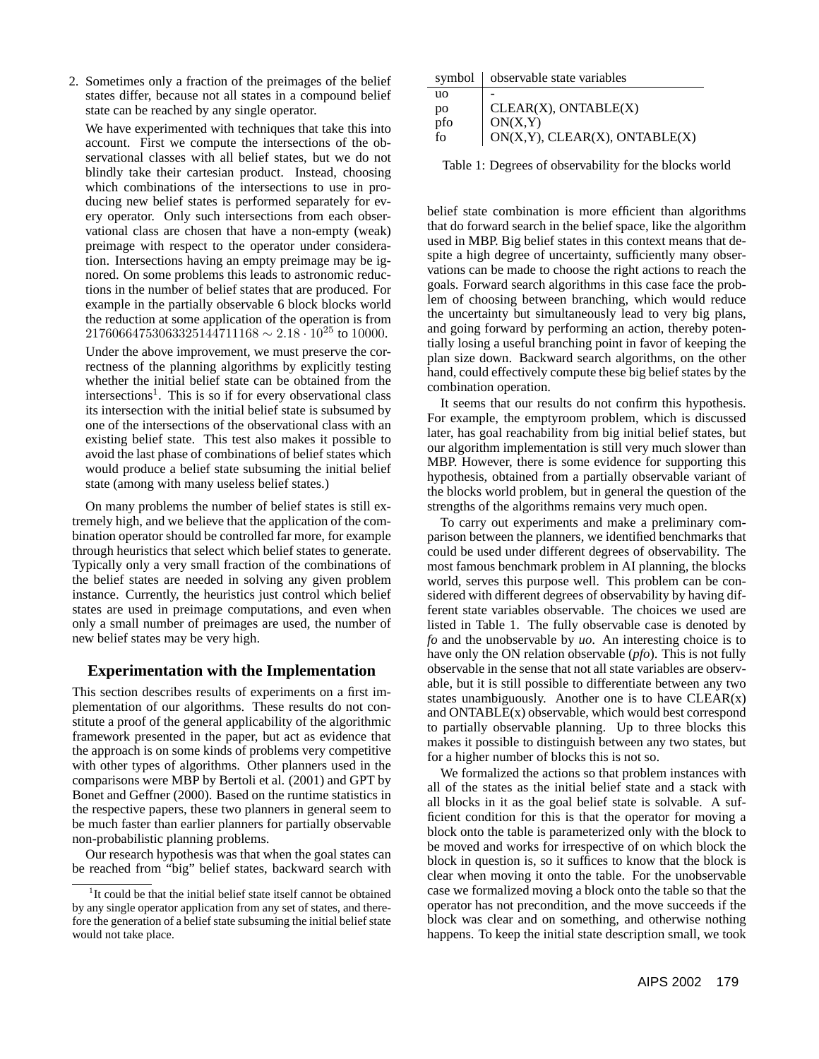2. Sometimes only a fraction of the preimages of the belief states differ, because not all states in a compound belief state can be reached by any single operator.

   We have experimented with techniques that take this into account. First we compute the intersections of the observational classes with all belief states, but we do not blindly take their cartesian product. Instead, choosing which combinations of the intersections to use in producing new belief states is performed separately for every operator. Only such intersections from each observational class are chosen that have a non-empty (weak) preimage with respect to the operator under consideration. Intersections having an empty preimage may be ignored. On some problems this leads to astronomic reductions in the number of belief states that are produced. For example in the partially observable 6 block blocks world the reduction at some application of the operation is from $21760664753063325144711168 \sim 2.18 \cdot 10^{25}$ to $10000$.

   Under the above improvement, we must preserve the correctness of the planning algorithms by explicitly testing whether the initial belief state can be obtained from the intersections[1]. This is so if for every observational class its intersection with the initial belief state is subsumed by one of the intersections of the observational class with an existing belief state. This test also makes it possible to avoid the last phase of combinations of belief states which would produce a belief state subsuming the initial belief state (among with many useless belief states.)

On many problems the number of belief states is still extremely high, and we believe that the application of the combination operator should be controlled far more, for example through heuristics that select which belief states to generate. Typically only a very small fraction of the combinations of the belief states are needed in solving any given problem instance. Currently, the heuristics just control which belief states are used in preimage computations, and even when only a small number of preimages are used, the number of new belief states may be very high.

## Experimentation with the Implementation

This section describes results of experiments on a first implementation of our algorithms. These results do not constitute a proof of the general applicability of the algorithmic framework presented in the paper, but act as evidence that the approach is on some kinds of problems very competitive with other types of algorithms. Other planners used in the comparisons were MBP by Bertoli et al. (2001) and GPT by Bonet and Geffner (2000). Based on the runtime statistics in the respective papers, these two planners in general seem to be much faster than earlier planners for partially observable non-probabilistic planning problems.

Our research hypothesis was that when the goal states can be reached from "big" belief states, backward search with belief state combination is more efficient than algorithms that do forward search in the belief space, like the algorithm used in MBP. Big belief states in this context means that despite a high degree of uncertainty, sufficiently many observations can be made to choose the right actions to reach the goals. Forward search algorithms in this case face the problem of choosing between branching, which would reduce the uncertainty but simultaneously lead to very big plans, and going forward by performing an action, thereby potentially losing a useful branching point in favor of keeping the plan size down. Backward search algorithms, on the other hand, could effectively compute these big belief states by the combination operation.

It seems that our results do not confirm this hypothesis. For example, the emptyroom problem, which is discussed later, has goal reachability from big initial belief states, but our algorithm implementation is still very much slower than MBP. However, there is some evidence for supporting this hypothesis, obtained from a partially observable variant of the blocks world problem, but in general the question of the strengths of the algorithms remains very much open.

| symbol | observable state variables |
|---|---|
| uo | - |
| po | CLEAR(X), ONTABLE(X) |
| pfo | ON(X,Y) |
| fo | ON(X,Y), CLEAR(X), ONTABLE(X) |

Table 1: Degrees of observability for the blocks world

To carry out experiments and make a preliminary comparison between the planners, we identified benchmarks that could be used under different degrees of observability. The most famous benchmark problem in AI planning, the blocks world, serves this purpose well. This problem can be considered with different degrees of observability by having different state variables observable. The choices we used are listed in Table 1. The fully observable case is denoted by *fo* and the unobservable by *uo*. An interesting choice is to have only the ON relation observable (*pfo*). This is not fully observable in the sense that not all state variables are observable, but it is still possible to differentiate between any two states unambiguously. Another one is to have CLEAR(x) and ONTABLE(x) observable, which would best correspond to partially observable planning. Up to three blocks this makes it possible to distinguish between any two states, but for a higher number of blocks this is not so.

We formalized the actions so that problem instances with all of the states as the initial belief state and a stack with all blocks in it as the goal belief state is solvable. A sufficient condition for this is that the operator for moving a block onto the table is parameterized only with the block to be moved and works for irrespective of on which block the block in question is, so it suffices to know that the block is clear when moving it onto the table. For the unobservable case we formalized moving a block onto the table so that the operator has not precondition, and the move succeeds if the block was clear and on something, and otherwise nothing happens. To keep the initial state description small, we took

[1] It could be that the initial belief state itself cannot be obtained by any single operator application from any set of states, and therefore the generation of a belief state subsuming the initial belief state would not take place.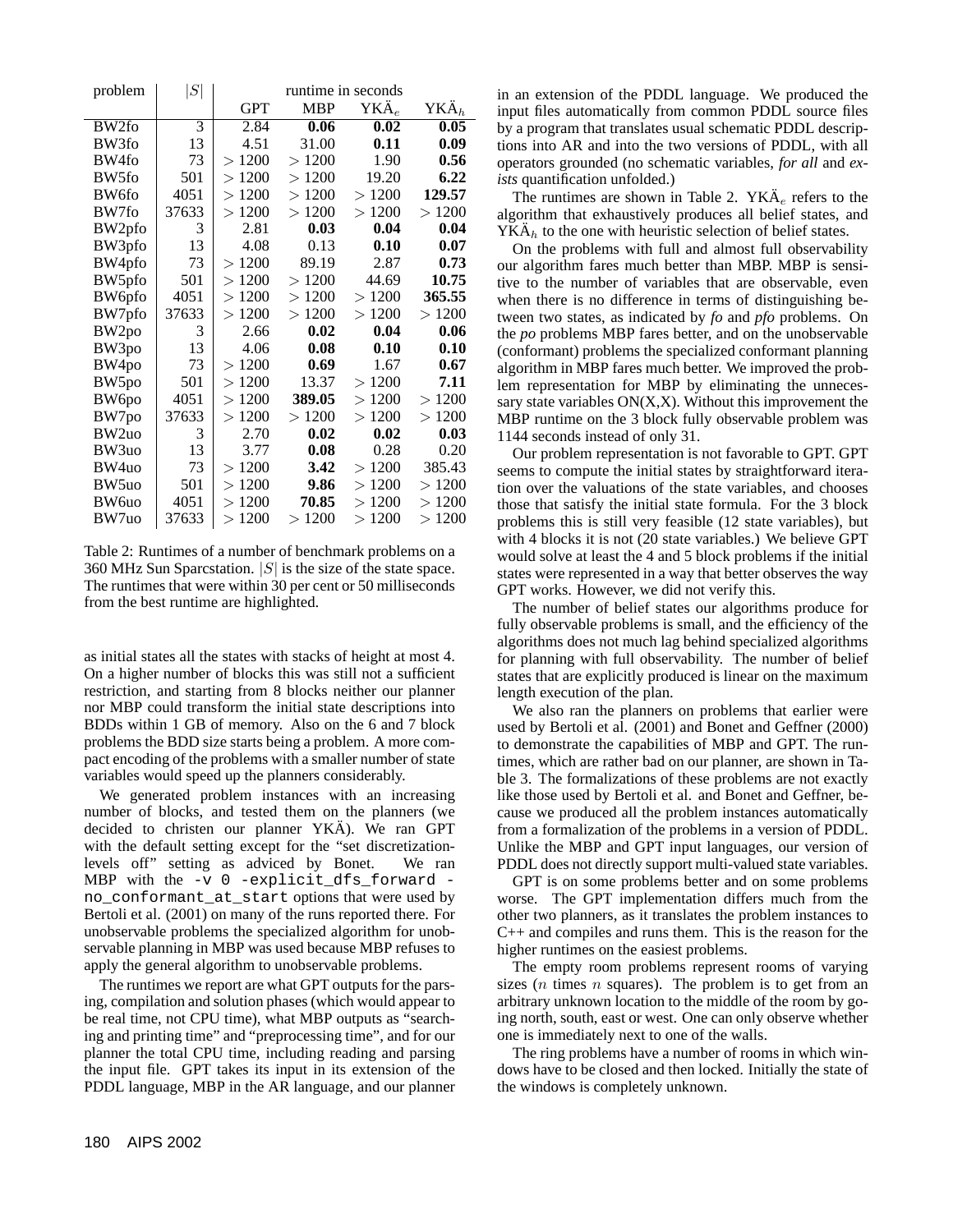| problem | $\|S\|$ | runtime in seconds | | | |
|---|---|---|---|---|---|
| | | GPT | MBP | YKÄ$_e$ | YKÄ$_h$ |
| BW2fo | 3 | 2.84 | **0.06** | **0.02** | **0.05** |
| BW3fo | 13 | 4.51 | 31.00 | **0.11** | **0.09** |
| BW4fo | 73 | $> 1200$ | $> 1200$ | 1.90 | **0.56** |
| BW5fo | 501 | $> 1200$ | $> 1200$ | 19.20 | **6.22** |
| BW6fo | 4051 | $> 1200$ | $> 1200$ | $> 1200$ | **129.57** |
| BW7fo | 37633 | $> 1200$ | $> 1200$ | $> 1200$ | $> 1200$ |
| BW2pfo | 3 | 2.81 | **0.03** | **0.04** | **0.04** |
| BW3pfo | 13 | 4.08 | 0.13 | **0.10** | **0.07** |
| BW4pfo | 73 | $> 1200$ | 89.19 | 2.87 | **0.73** |
| BW5pfo | 501 | $> 1200$ | $> 1200$ | 44.69 | **10.75** |
| BW6pfo | 4051 | $> 1200$ | $> 1200$ | $> 1200$ | **365.55** |
| BW7pfo | 37633 | $> 1200$ | $> 1200$ | $> 1200$ | $> 1200$ |
| BW2po | 3 | 2.66 | **0.02** | **0.04** | **0.06** |
| BW3po | 13 | 4.06 | **0.08** | **0.10** | **0.10** |
| BW4po | 73 | $> 1200$ | **0.69** | 1.67 | **0.67** |
| BW5po | 501 | $> 1200$ | 13.37 | $> 1200$ | **7.11** |
| BW6po | 4051 | $> 1200$ | **389.05** | $> 1200$ | $> 1200$ |
| BW7po | 37633 | $> 1200$ | $> 1200$ | $> 1200$ | $> 1200$ |
| BW2uo | 3 | 2.70 | **0.02** | **0.02** | **0.03** |
| BW3uo | 13 | 3.77 | **0.08** | 0.28 | 0.20 |
| BW4uo | 73 | $> 1200$ | **3.42** | $> 1200$ | 385.43 |
| BW5uo | 501 | $> 1200$ | **9.86** | $> 1200$ | $> 1200$ |
| BW6uo | 4051 | $> 1200$ | **70.85** | $> 1200$ | $> 1200$ |
| BW7uo | 37633 | $> 1200$ | $> 1200$ | $> 1200$ | $> 1200$ |

Table 2: Runtimes of a number of benchmark problems on a 360 MHz Sun Sparcstation. $|S|$ is the size of the state space. The runtimes that were within 30 per cent or 50 milliseconds from the best runtime are highlighted.

as initial states all the states with stacks of height at most 4. On a higher number of blocks this was still not a sufficient restriction, and starting from 8 blocks neither our planner nor MBP could transform the initial state descriptions into BDDs within 1 GB of memory. Also on the 6 and 7 block problems the BDD size starts being a problem. A more compact encoding of the problems with a smaller number of state variables would speed up the planners considerably.

We generated problem instances with an increasing number of blocks, and tested them on the planners (we decided to christen our planner YKÄ). We ran GPT with the default setting except for the "set discretization-levels off" setting as adviced by Bonet. We ran MBP with the `-v 0 -explicit_dfs_forward -no_conformant_at_start` options that were used by Bertoli et al. (2001) on many of the runs reported there. For unobservable problems the specialized algorithm for unobservable planning in MBP was used because MBP refuses to apply the general algorithm to unobservable problems.

The runtimes we report are what GPT outputs for the parsing, compilation and solution phases (which would appear to be real time, not CPU time), what MBP outputs as "searching and printing time" and "preprocessing time", and for our planner the total CPU time, including reading and parsing the input file. GPT takes its input in its extension of the PDDL language, MBP in the AR language, and our planner in an extension of the PDDL language. We produced the input files automatically from common PDDL source files by a program that translates usual schematic PDDL descriptions into AR and into the two versions of PDDL, with all operators grounded (no schematic variables, *for all* and *exists* quantification unfolded.)

The runtimes are shown in Table 2. YKÄ$_e$ refers to the algorithm that exhaustively produces all belief states, and YKÄ$_h$ to the one with heuristic selection of belief states.

On the problems with full and almost full observability our algorithm fares much better than MBP. MBP is sensitive to the number of variables that are observable, even when there is no difference in terms of distinguishing between two states, as indicated by *fo* and *pfo* problems. On the *po* problems MBP fares better, and on the unobservable (conformant) problems the specialized conformant planning algorithm in MBP fares much better. We improved the problem representation for MBP by eliminating the unnecessary state variables ON(X,X). Without this improvement the MBP runtime on the 3 block fully observable problem was 1144 seconds instead of only 31.

Our problem representation is not favorable to GPT. GPT seems to compute the initial states by straightforward iteration over the valuations of the state variables, and chooses those that satisfy the initial state formula. For the 3 block problems this is still very feasible (12 state variables), but with 4 blocks it is not (20 state variables.) We believe GPT would solve at least the 4 and 5 block problems if the initial states were represented in a way that better observes the way GPT works. However, we did not verify this.

The number of belief states our algorithms produce for fully observable problems is small, and the efficiency of the algorithms does not much lag behind specialized algorithms for planning with full observability. The number of belief states that are explicitly produced is linear on the maximum length execution of the plan.

We also ran the planners on problems that earlier were used by Bertoli et al. (2001) and Bonet and Geffner (2000) to demonstrate the capabilities of MBP and GPT. The runtimes, which are rather bad on our planner, are shown in Table 3. The formalizations of these problems are not exactly like those used by Bertoli et al. and Bonet and Geffner, because we produced all the problem instances automatically from a formalization of the problems in a version of PDDL. Unlike the MBP and GPT input languages, our version of PDDL does not directly support multi-valued state variables.

GPT is on some problems better and on some problems worse. The GPT implementation differs much from the other two planners, as it translates the problem instances to C++ and compiles and runs them. This is the reason for the higher runtimes on the easiest problems.

The empty room problems represent rooms of varying sizes ($n$ times $n$ squares). The problem is to get from an arbitrary unknown location to the middle of the room by going north, south, east or west. One can only observe whether one is immediately next to one of the walls.

The ring problems have a number of rooms in which windows have to be closed and then locked. Initially the state of the windows is completely unknown.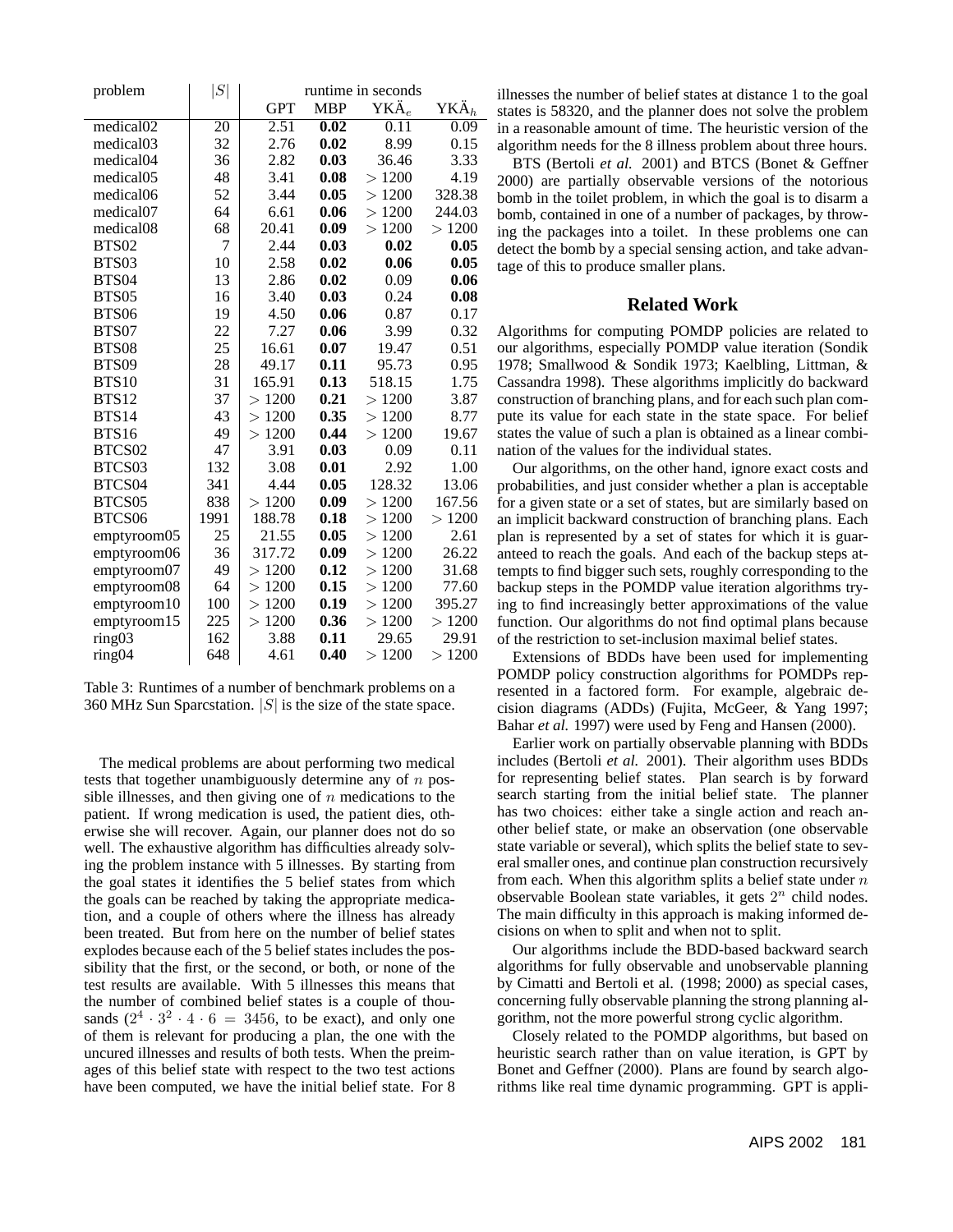| problem | $\|S\|$ | runtime in seconds | | | |
|---|---|---|---|---|---|
| | | GPT | MBP | YKÄ$_e$ | YKÄ$_h$ |
| medical02 | 20 | 2.51 | **0.02** | 0.11 | 0.09 |
| medical03 | 32 | 2.76 | **0.02** | 8.99 | 0.15 |
| medical04 | 36 | 2.82 | **0.03** | 36.46 | 3.33 |
| medical05 | 48 | 3.41 | **0.08** | $>1200$ | 4.19 |
| medical06 | 52 | 3.44 | **0.05** | $>1200$ | 328.38 |
| medical07 | 64 | 6.61 | **0.06** | $>1200$ | 244.03 |
| medical08 | 68 | 20.41 | **0.09** | $>1200$ | $>1200$ |
| BTS02 | 7 | 2.44 | 0.03 | **0.02** | **0.05** |
| BTS03 | 10 | 2.58 | 0.02 | **0.06** | **0.05** |
| BTS04 | 13 | 2.86 | **0.02** | 0.09 | **0.06** |
| BTS05 | 16 | 3.40 | **0.03** | 0.24 | **0.08** |
| BTS06 | 19 | 4.50 | **0.06** | 0.87 | 0.17 |
| BTS07 | 22 | 7.27 | **0.06** | 3.99 | 0.32 |
| BTS08 | 25 | 16.61 | **0.07** | 19.47 | 0.51 |
| BTS09 | 28 | 49.17 | **0.11** | 95.73 | 0.95 |
| BTS10 | 31 | 165.91 | **0.13** | 518.15 | 1.75 |
| BTS12 | 37 | $>1200$ | **0.21** | $>1200$ | 3.87 |
| BTS14 | 43 | $>1200$ | **0.35** | $>1200$ | 8.77 |
| BTS16 | 49 | $>1200$ | **0.44** | $>1200$ | 19.67 |
| BTCS02 | 47 | 3.91 | **0.03** | 0.09 | 0.11 |
| BTCS03 | 132 | 3.08 | **0.01** | 2.92 | 1.00 |
| BTCS04 | 341 | 4.44 | **0.05** | 128.32 | 13.06 |
| BTCS05 | 838 | $>1200$ | **0.09** | $>1200$ | 167.56 |
| BTCS06 | 1991 | 188.78 | **0.18** | $>1200$ | $>1200$ |
| emptyroom05 | 25 | 21.55 | **0.05** | $>1200$ | 2.61 |
| emptyroom06 | 36 | 317.72 | **0.09** | $>1200$ | 26.22 |
| emptyroom07 | 49 | $>1200$ | **0.12** | $>1200$ | 31.68 |
| emptyroom08 | 64 | $>1200$ | **0.15** | $>1200$ | 77.60 |
| emptyroom10 | 100 | $>1200$ | **0.19** | $>1200$ | 395.27 |
| emptyroom15 | 225 | $>1200$ | **0.36** | $>1200$ | $>1200$ |
| ring03 | 162 | 3.88 | **0.11** | 29.65 | 29.91 |
| ring04 | 648 | 4.61 | **0.40** | $>1200$ | $>1200$ |

Table 3: Runtimes of a number of benchmark problems on a 360 MHz Sun Sparcstation. $|S|$ is the size of the state space.

The medical problems are about performing two medical tests that together unambiguously determine any of $n$ possible illnesses, and then giving one of $n$ medications to the patient. If wrong medication is used, the patient dies, otherwise she will recover. Again, our planner does not do so well. The exhaustive algorithm has difficulties already solving the problem instance with 5 illnesses. By starting from the goal states it identifies the 5 belief states from which the goals can be reached by taking the appropriate medication, and a couple of others where the illness has already been treated. But from here on the number of belief states explodes because each of the 5 belief states includes the possibility that the first, or the second, or both, or none of the test results are available. With 5 illnesses this means that the number of combined belief states is a couple of thousands ($2^4 \cdot 3^2 \cdot 4 \cdot 6 = 3456$, to be exact), and only one of them is relevant for producing a plan, the one with the uncured illnesses and results of both tests. When the preimages of this belief state with respect to the two test actions have been computed, we have the initial belief state. For 8 illnesses the number of belief states at distance 1 to the goal states is 58320, and the planner does not solve the problem in a reasonable amount of time. The heuristic version of the algorithm needs for the 8 illness problem about three hours.

BTS (Bertoli *et al.* 2001) and BTCS (Bonet & Geffner 2000) are partially observable versions of the notorious bomb in the toilet problem, in which the goal is to disarm a bomb, contained in one of a number of packages, by throwing the packages into a toilet. In these problems one can detect the bomb by a special sensing action, and take advantage of this to produce smaller plans.

## Related Work

Algorithms for computing POMDP policies are related to our algorithms, especially POMDP value iteration (Sondik 1978; Smallwood & Sondik 1973; Kaelbling, Littman, & Cassandra 1998). These algorithms implicitly do backward construction of branching plans, and for each such plan compute its value for each state in the state space. For belief states the value of such a plan is obtained as a linear combination of the values for the individual states.

Our algorithms, on the other hand, ignore exact costs and probabilities, and just consider whether a plan is acceptable for a given state or a set of states, but are similarly based on an implicit backward construction of branching plans. Each plan is represented by a set of states for which it is guaranteed to reach the goals. And each of the backup steps attempts to find bigger such sets, roughly corresponding to the backup steps in the POMDP value iteration algorithms trying to find increasingly better approximations of the value function. Our algorithms do not find optimal plans because of the restriction to set-inclusion maximal belief states.

Extensions of BDDs have been used for implementing POMDP policy construction algorithms for POMDPs represented in a factored form. For example, algebraic decision diagrams (ADDs) (Fujita, McGeer, & Yang 1997; Bahar *et al.* 1997) were used by Feng and Hansen (2000).

Earlier work on partially observable planning with BDDs includes (Bertoli *et al.* 2001). Their algorithm uses BDDs for representing belief states. Plan search is by forward search starting from the initial belief state. The planner has two choices: either take a single action and reach another belief state, or make an observation (one observable state variable or several), which splits the belief state to several smaller ones, and continue plan construction recursively from each. When this algorithm splits a belief state under $n$ observable Boolean state variables, it gets $2^n$ child nodes. The main difficulty in this approach is making informed decisions on when to split and when not to split.

Our algorithms include the BDD-based backward search algorithms for fully observable and unobservable planning by Cimatti and Bertoli et al. (1998; 2000) as special cases, concerning fully observable planning the strong planning algorithm, not the more powerful strong cyclic algorithm.

Closely related to the POMDP algorithms, but based on heuristic search rather than on value iteration, is GPT by Bonet and Geffner (2000). Plans are found by search algorithms like real time dynamic programming. GPT is appli-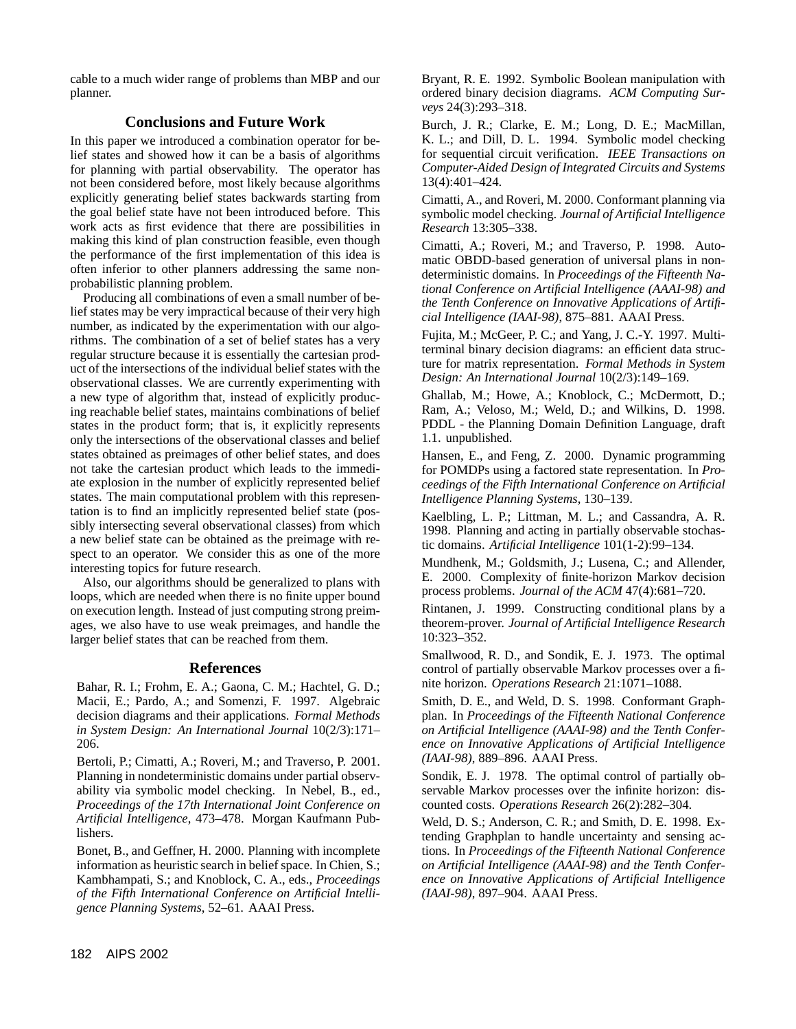cable to a much wider range of problems than MBP and our planner.

## Conclusions and Future Work

In this paper we introduced a combination operator for belief states and showed how it can be a basis of algorithms for planning with partial observability. The operator has not been considered before, most likely because algorithms explicitly generating belief states backwards starting from the goal belief state have not been introduced before. This work acts as first evidence that there are possibilities in making this kind of plan construction feasible, even though the performance of the first implementation of this idea is often inferior to other planners addressing the same non-probabilistic planning problem.

Producing all combinations of even a small number of belief states may be very impractical because of their very high number, as indicated by the experimentation with our algorithms. The combination of a set of belief states has a very regular structure because it is essentially the cartesian product of the intersections of the individual belief states with the observational classes. We are currently experimenting with a new type of algorithm that, instead of explicitly producing reachable belief states, maintains combinations of belief states in the product form; that is, it explicitly represents only the intersections of the observational classes and belief states obtained as preimages of other belief states, and does not take the cartesian product which leads to the immediate explosion in the number of explicitly represented belief states. The main computational problem with this representation is to find an implicitly represented belief state (possibly intersecting several observational classes) from which a new belief state can be obtained as the preimage with respect to an operator. We consider this as one of the more interesting topics for future research.

Also, our algorithms should be generalized to plans with loops, which are needed when there is no finite upper bound on execution length. Instead of just computing strong preimages, we also have to use weak preimages, and handle the larger belief states that can be reached from them.

## References

Bahar, R. I.; Frohm, E. A.; Gaona, C. M.; Hachtel, G. D.; Macii, E.; Pardo, A.; and Somenzi, F. 1997. Algebraic decision diagrams and their applications. *Formal Methods in System Design: An International Journal* 10(2/3):171–206.

Bertoli, P.; Cimatti, A.; Roveri, M.; and Traverso, P. 2001. Planning in nondeterministic domains under partial observability via symbolic model checking. In Nebel, B., ed., *Proceedings of the 17th International Joint Conference on Artificial Intelligence*, 473–478. Morgan Kaufmann Publishers.

Bonet, B., and Geffner, H. 2000. Planning with incomplete information as heuristic search in belief space. In Chien, S.; Kambhampati, S.; and Knoblock, C. A., eds., *Proceedings of the Fifth International Conference on Artificial Intelligence Planning Systems*, 52–61. AAAI Press.

Bryant, R. E. 1992. Symbolic Boolean manipulation with ordered binary decision diagrams. *ACM Computing Surveys* 24(3):293–318.

Burch, J. R.; Clarke, E. M.; Long, D. E.; MacMillan, K. L.; and Dill, D. L. 1994. Symbolic model checking for sequential circuit verification. *IEEE Transactions on Computer-Aided Design of Integrated Circuits and Systems* 13(4):401–424.

Cimatti, A., and Roveri, M. 2000. Conformant planning via symbolic model checking. *Journal of Artificial Intelligence Research* 13:305–338.

Cimatti, A.; Roveri, M.; and Traverso, P. 1998. Automatic OBDD-based generation of universal plans in non-deterministic domains. In *Proceedings of the Fifteenth National Conference on Artificial Intelligence (AAAI-98) and the Tenth Conference on Innovative Applications of Artificial Intelligence (IAAI-98)*, 875–881. AAAI Press.

Fujita, M.; McGeer, P. C.; and Yang, J. C.-Y. 1997. Multi-terminal binary decision diagrams: an efficient data structure for matrix representation. *Formal Methods in System Design: An International Journal* 10(2/3):149–169.

Ghallab, M.; Howe, A.; Knoblock, C.; McDermott, D.; Ram, A.; Veloso, M.; Weld, D.; and Wilkins, D. 1998. PDDL - the Planning Domain Definition Language, draft 1.1. unpublished.

Hansen, E., and Feng, Z. 2000. Dynamic programming for POMDPs using a factored state representation. In *Proceedings of the Fifth International Conference on Artificial Intelligence Planning Systems*, 130–139.

Kaelbling, L. P.; Littman, M. L.; and Cassandra, A. R. 1998. Planning and acting in partially observable stochastic domains. *Artificial Intelligence* 101(1-2):99–134.

Mundhenk, M.; Goldsmith, J.; Lusena, C.; and Allender, E. 2000. Complexity of finite-horizon Markov decision process problems. *Journal of the ACM* 47(4):681–720.

Rintanen, J. 1999. Constructing conditional plans by a theorem-prover. *Journal of Artificial Intelligence Research* 10:323–352.

Smallwood, R. D., and Sondik, E. J. 1973. The optimal control of partially observable Markov processes over a finite horizon. *Operations Research* 21:1071–1088.

Smith, D. E., and Weld, D. S. 1998. Conformant Graphplan. In *Proceedings of the Fifteenth National Conference on Artificial Intelligence (AAAI-98) and the Tenth Conference on Innovative Applications of Artificial Intelligence (IAAI-98)*, 889–896. AAAI Press.

Sondik, E. J. 1978. The optimal control of partially observable Markov processes over the infinite horizon: discounted costs. *Operations Research* 26(2):282–304.

Weld, D. S.; Anderson, C. R.; and Smith, D. E. 1998. Extending Graphplan to handle uncertainty and sensing actions. In *Proceedings of the Fifteenth National Conference on Artificial Intelligence (AAAI-98) and the Tenth Conference on Innovative Applications of Artificial Intelligence (IAAI-98)*, 897–904. AAAI Press.